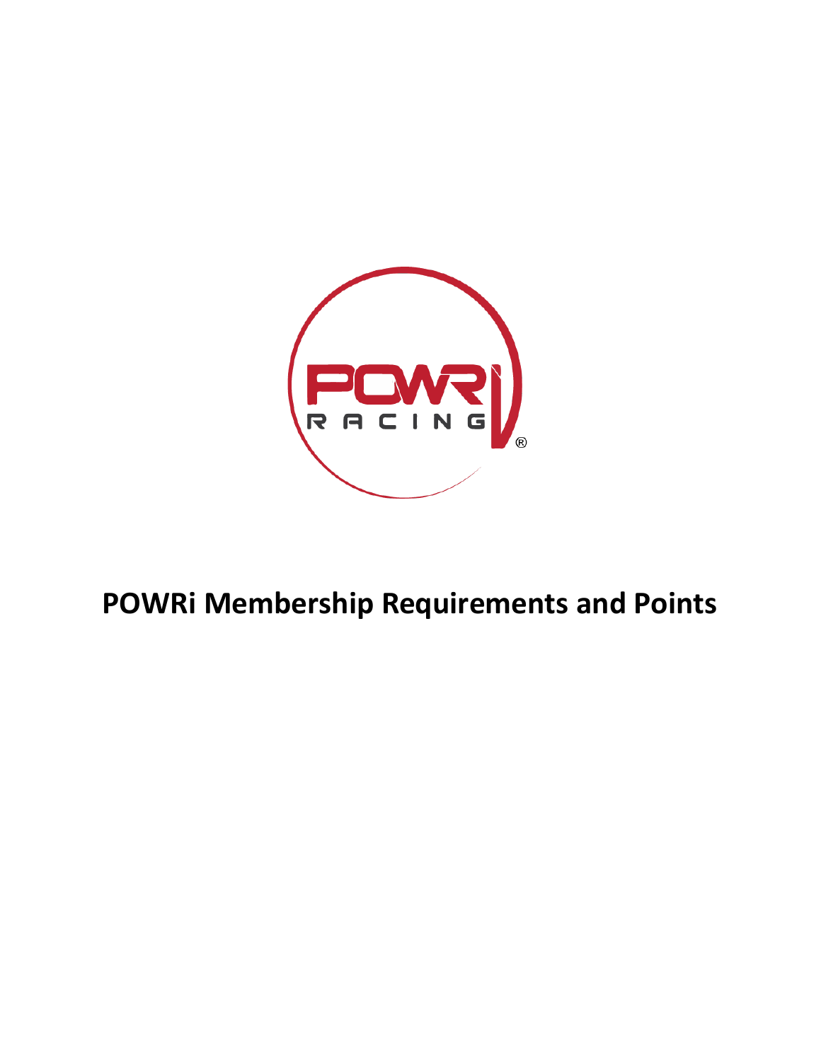# POWRi Membership Requirements and Points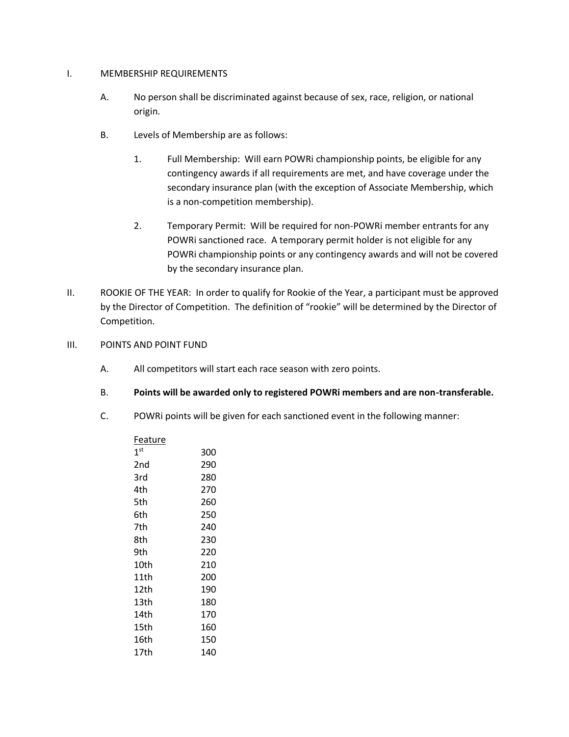I. MEMBERSHIP REQUIREMENTS

A. No person shall be discriminated against because of sex, race, religion, or national origin.

B. Levels of Membership are as follows:

1. Full Membership: Will earn POWRi championship points, be eligible for any contingency awards if all requirements are met, and have coverage under the secondary insurance plan (with the exception of Associate Membership, which is a non-competition membership).

2. Temporary Permit: Will be required for non-POWRi member entrants for any POWRi sanctioned race. A temporary permit holder is not eligible for any POWRi championship points or any contingency awards and will not be covered by the secondary insurance plan.

II. ROOKIE OF THE YEAR: In order to qualify for Rookie of the Year, a participant must be approved by the Director of Competition. The definition of "rookie" will be determined by the Director of Competition.

III. POINTS AND POINT FUND

A. All competitors will start each race season with zero points.

B. **Points will be awarded only to registered POWRi members and are non-transferable.**

C. POWRi points will be given for each sanctioned event in the following manner:

| Feature | |
|---|---|
| 1st | 300 |
| 2nd | 290 |
| 3rd | 280 |
| 4th | 270 |
| 5th | 260 |
| 6th | 250 |
| 7th | 240 |
| 8th | 230 |
| 9th | 220 |
| 10th | 210 |
| 11th | 200 |
| 12th | 190 |
| 13th | 180 |
| 14th | 170 |
| 15th | 160 |
| 16th | 150 |
| 17th | 140 |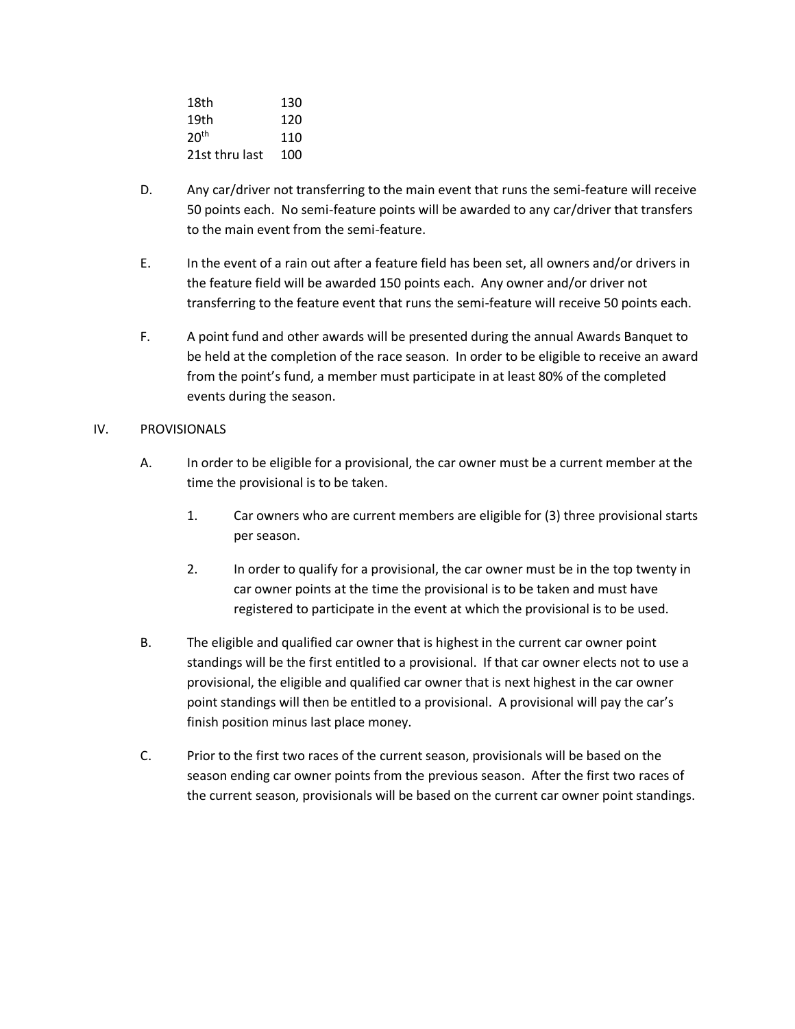| | |
|---|---|
| 18th | 130 |
| 19th | 120 |
| 20th | 110 |
| 21st thru last | 100 |

D. Any car/driver not transferring to the main event that runs the semi-feature will receive 50 points each. No semi-feature points will be awarded to any car/driver that transfers to the main event from the semi-feature.

E. In the event of a rain out after a feature field has been set, all owners and/or drivers in the feature field will be awarded 150 points each. Any owner and/or driver not transferring to the feature event that runs the semi-feature will receive 50 points each.

F. A point fund and other awards will be presented during the annual Awards Banquet to be held at the completion of the race season. In order to be eligible to receive an award from the point's fund, a member must participate in at least 80% of the completed events during the season.

IV. PROVISIONALS

A. In order to be eligible for a provisional, the car owner must be a current member at the time the provisional is to be taken.

1. Car owners who are current members are eligible for (3) three provisional starts per season.

2. In order to qualify for a provisional, the car owner must be in the top twenty in car owner points at the time the provisional is to be taken and must have registered to participate in the event at which the provisional is to be used.

B. The eligible and qualified car owner that is highest in the current car owner point standings will be the first entitled to a provisional. If that car owner elects not to use a provisional, the eligible and qualified car owner that is next highest in the car owner point standings will then be entitled to a provisional. A provisional will pay the car's finish position minus last place money.

C. Prior to the first two races of the current season, provisionals will be based on the season ending car owner points from the previous season. After the first two races of the current season, provisionals will be based on the current car owner point standings.